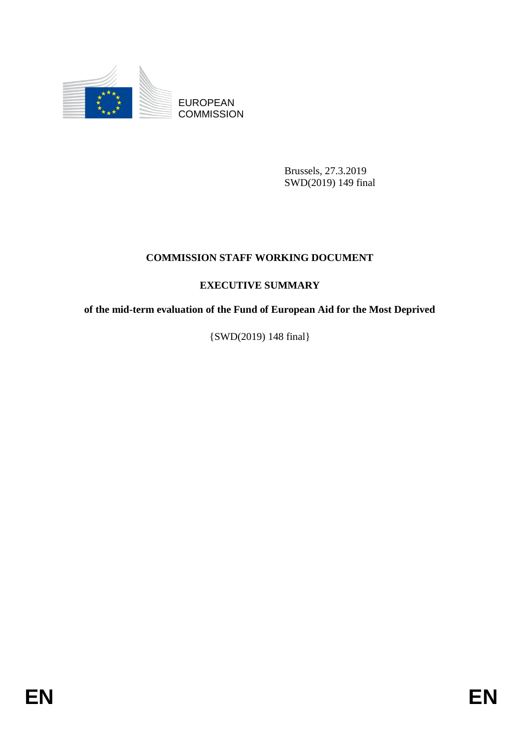EUROPEAN COMMISSION

Brussels, 27.3.2019
SWD(2019) 149 final

# COMMISSION STAFF WORKING DOCUMENT

## EXECUTIVE SUMMARY

## of the mid-term evaluation of the Fund of European Aid for the Most Deprived

{SWD(2019) 148 final}

EN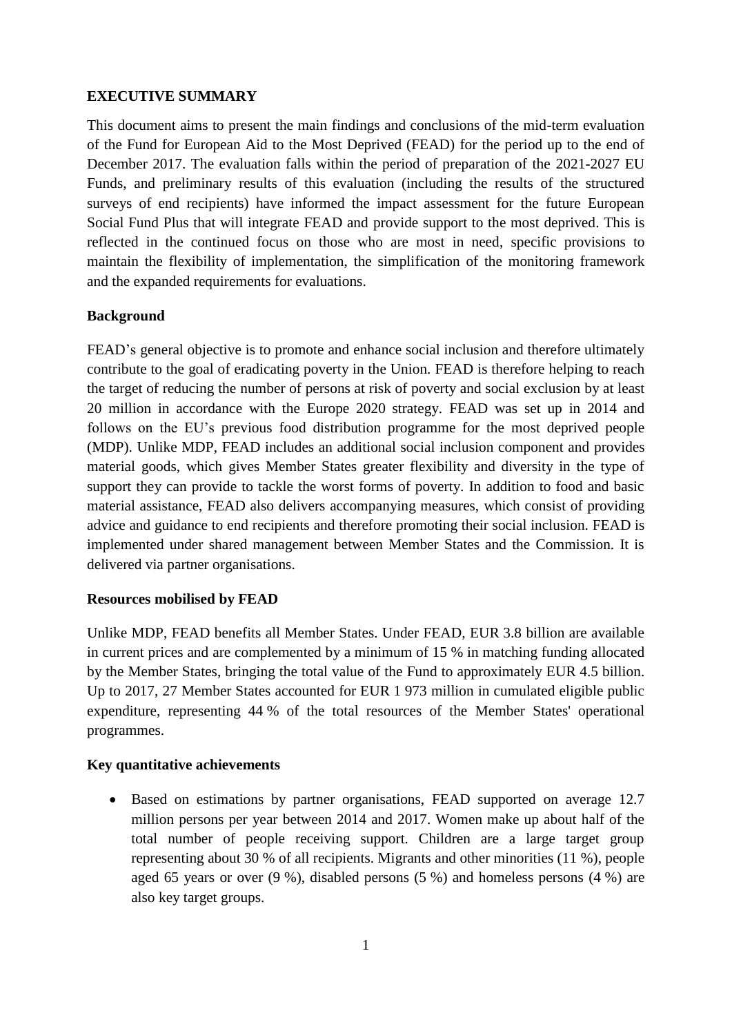## EXECUTIVE SUMMARY

This document aims to present the main findings and conclusions of the mid-term evaluation of the Fund for European Aid to the Most Deprived (FEAD) for the period up to the end of December 2017. The evaluation falls within the period of preparation of the 2021-2027 EU Funds, and preliminary results of this evaluation (including the results of the structured surveys of end recipients) have informed the impact assessment for the future European Social Fund Plus that will integrate FEAD and provide support to the most deprived. This is reflected in the continued focus on those who are most in need, specific provisions to maintain the flexibility of implementation, the simplification of the monitoring framework and the expanded requirements for evaluations.

### Background

FEAD's general objective is to promote and enhance social inclusion and therefore ultimately contribute to the goal of eradicating poverty in the Union. FEAD is therefore helping to reach the target of reducing the number of persons at risk of poverty and social exclusion by at least 20 million in accordance with the Europe 2020 strategy. FEAD was set up in 2014 and follows on the EU's previous food distribution programme for the most deprived people (MDP). Unlike MDP, FEAD includes an additional social inclusion component and provides material goods, which gives Member States greater flexibility and diversity in the type of support they can provide to tackle the worst forms of poverty. In addition to food and basic material assistance, FEAD also delivers accompanying measures, which consist of providing advice and guidance to end recipients and therefore promoting their social inclusion. FEAD is implemented under shared management between Member States and the Commission. It is delivered via partner organisations.

### Resources mobilised by FEAD

Unlike MDP, FEAD benefits all Member States. Under FEAD, EUR 3.8 billion are available in current prices and are complemented by a minimum of 15 % in matching funding allocated by the Member States, bringing the total value of the Fund to approximately EUR 4.5 billion. Up to 2017, 27 Member States accounted for EUR 1 973 million in cumulated eligible public expenditure, representing 44 % of the total resources of the Member States' operational programmes.

### Key quantitative achievements

- Based on estimations by partner organisations, FEAD supported on average 12.7 million persons per year between 2014 and 2017. Women make up about half of the total number of people receiving support. Children are a large target group representing about 30 % of all recipients. Migrants and other minorities (11 %), people aged 65 years or over (9 %), disabled persons (5 %) and homeless persons (4 %) are also key target groups.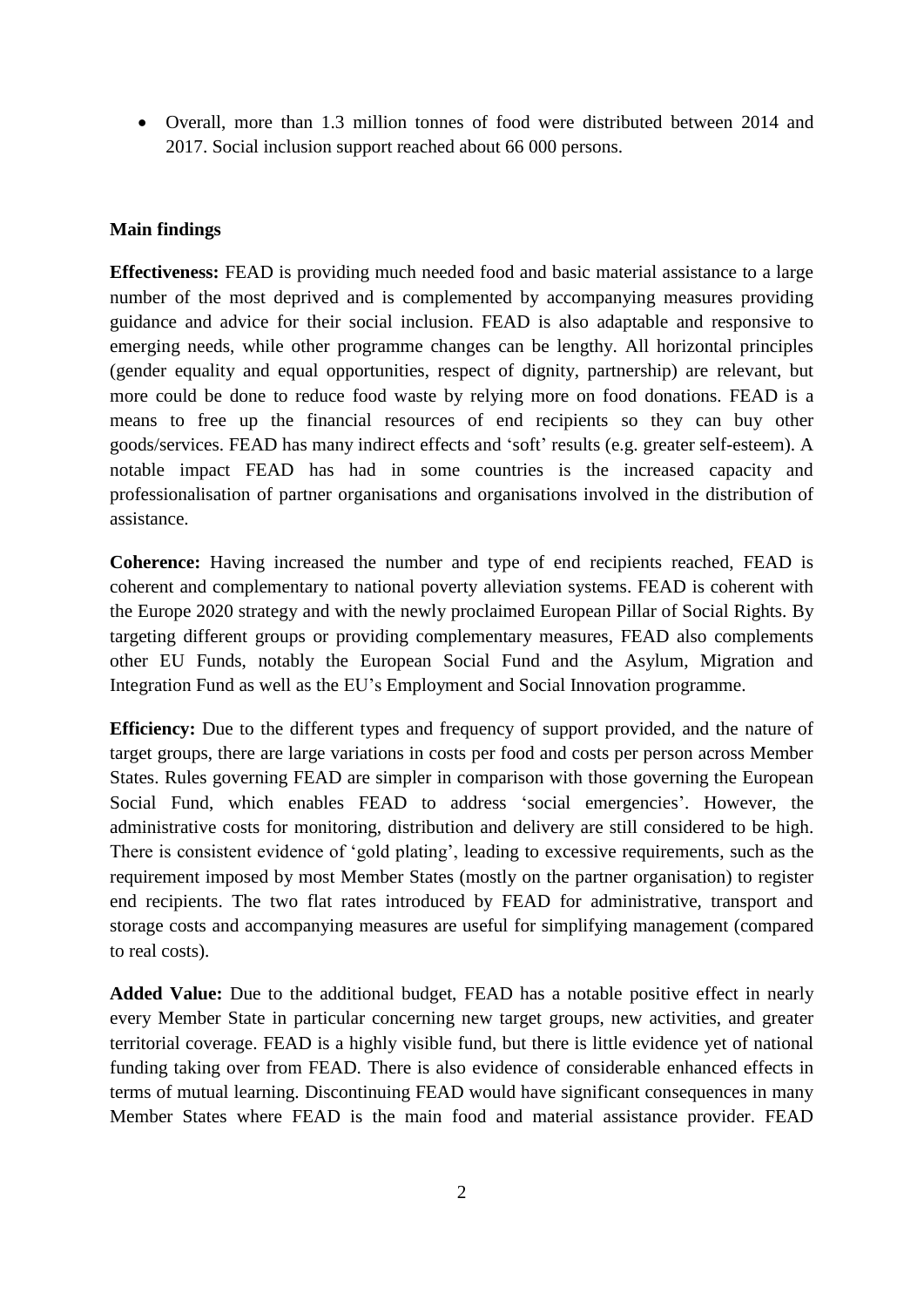- Overall, more than 1.3 million tonnes of food were distributed between 2014 and 2017. Social inclusion support reached about 66 000 persons.

**Main findings**

**Effectiveness:** FEAD is providing much needed food and basic material assistance to a large number of the most deprived and is complemented by accompanying measures providing guidance and advice for their social inclusion. FEAD is also adaptable and responsive to emerging needs, while other programme changes can be lengthy. All horizontal principles (gender equality and equal opportunities, respect of dignity, partnership) are relevant, but more could be done to reduce food waste by relying more on food donations. FEAD is a means to free up the financial resources of end recipients so they can buy other goods/services. FEAD has many indirect effects and 'soft' results (e.g. greater self-esteem). A notable impact FEAD has had in some countries is the increased capacity and professionalisation of partner organisations and organisations involved in the distribution of assistance.

**Coherence:** Having increased the number and type of end recipients reached, FEAD is coherent and complementary to national poverty alleviation systems. FEAD is coherent with the Europe 2020 strategy and with the newly proclaimed European Pillar of Social Rights. By targeting different groups or providing complementary measures, FEAD also complements other EU Funds, notably the European Social Fund and the Asylum, Migration and Integration Fund as well as the EU's Employment and Social Innovation programme.

**Efficiency:** Due to the different types and frequency of support provided, and the nature of target groups, there are large variations in costs per food and costs per person across Member States. Rules governing FEAD are simpler in comparison with those governing the European Social Fund, which enables FEAD to address 'social emergencies'. However, the administrative costs for monitoring, distribution and delivery are still considered to be high. There is consistent evidence of 'gold plating', leading to excessive requirements, such as the requirement imposed by most Member States (mostly on the partner organisation) to register end recipients. The two flat rates introduced by FEAD for administrative, transport and storage costs and accompanying measures are useful for simplifying management (compared to real costs).

**Added Value:** Due to the additional budget, FEAD has a notable positive effect in nearly every Member State in particular concerning new target groups, new activities, and greater territorial coverage. FEAD is a highly visible fund, but there is little evidence yet of national funding taking over from FEAD. There is also evidence of considerable enhanced effects in terms of mutual learning. Discontinuing FEAD would have significant consequences in many Member States where FEAD is the main food and material assistance provider. FEAD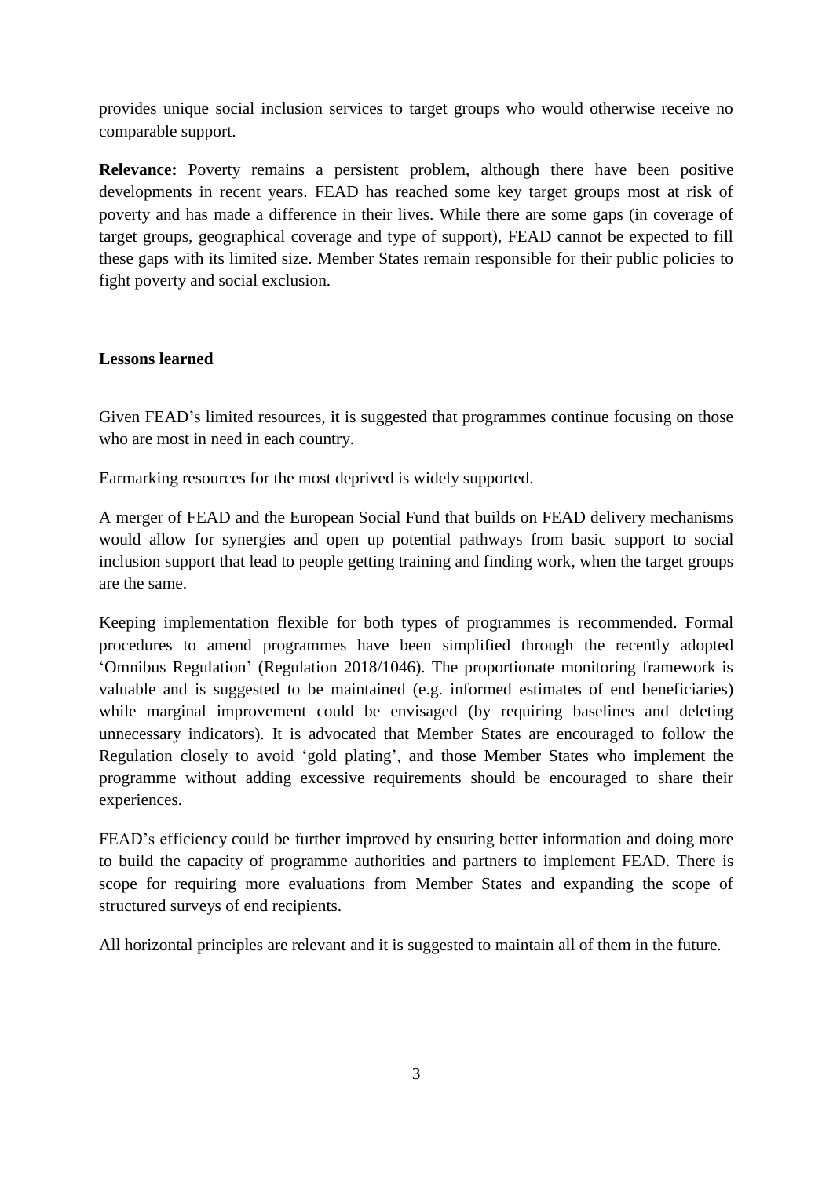provides unique social inclusion services to target groups who would otherwise receive no comparable support.

**Relevance:** Poverty remains a persistent problem, although there have been positive developments in recent years. FEAD has reached some key target groups most at risk of poverty and has made a difference in their lives. While there are some gaps (in coverage of target groups, geographical coverage and type of support), FEAD cannot be expected to fill these gaps with its limited size. Member States remain responsible for their public policies to fight poverty and social exclusion.

**Lessons learned**

Given FEAD's limited resources, it is suggested that programmes continue focusing on those who are most in need in each country.

Earmarking resources for the most deprived is widely supported.

A merger of FEAD and the European Social Fund that builds on FEAD delivery mechanisms would allow for synergies and open up potential pathways from basic support to social inclusion support that lead to people getting training and finding work, when the target groups are the same.

Keeping implementation flexible for both types of programmes is recommended. Formal procedures to amend programmes have been simplified through the recently adopted 'Omnibus Regulation' (Regulation 2018/1046). The proportionate monitoring framework is valuable and is suggested to be maintained (e.g. informed estimates of end beneficiaries) while marginal improvement could be envisaged (by requiring baselines and deleting unnecessary indicators). It is advocated that Member States are encouraged to follow the Regulation closely to avoid 'gold plating', and those Member States who implement the programme without adding excessive requirements should be encouraged to share their experiences.

FEAD's efficiency could be further improved by ensuring better information and doing more to build the capacity of programme authorities and partners to implement FEAD. There is scope for requiring more evaluations from Member States and expanding the scope of structured surveys of end recipients.

All horizontal principles are relevant and it is suggested to maintain all of them in the future.